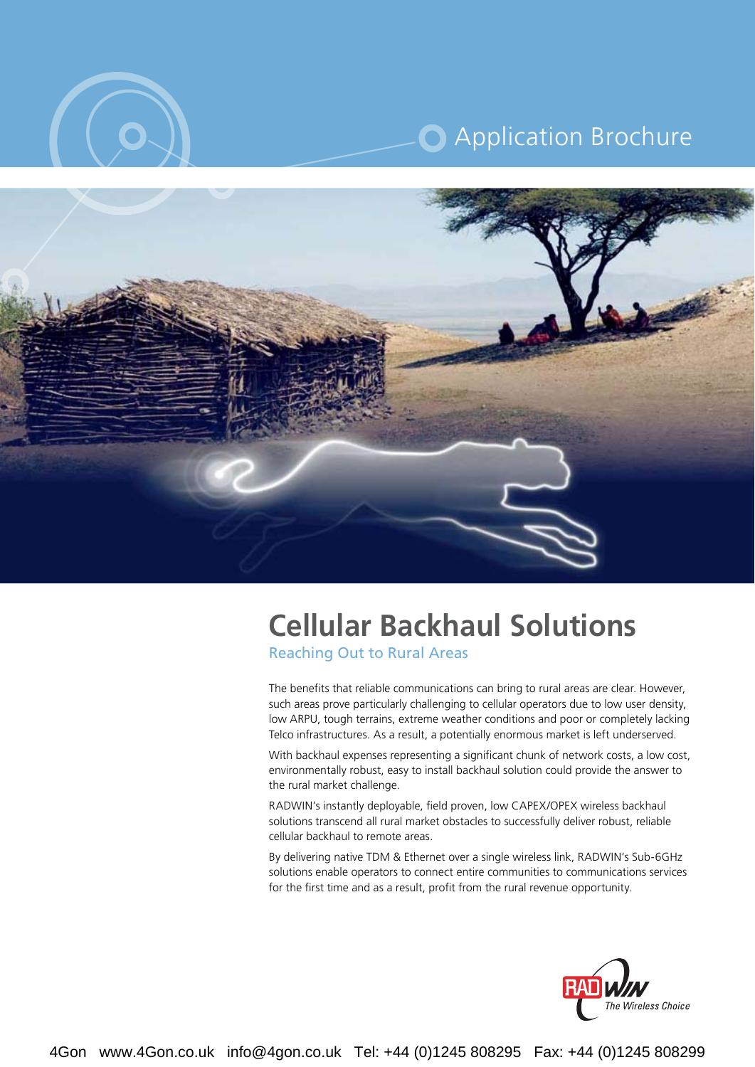Application Brochure

# Cellular Backhaul Solutions

## Reaching Out to Rural Areas

The benefits that reliable communications can bring to rural areas are clear. However, such areas prove particularly challenging to cellular operators due to low user density, low ARPU, tough terrains, extreme weather conditions and poor or completely lacking Telco infrastructures. As a result, a potentially enormous market is left underserved.

With backhaul expenses representing a significant chunk of network costs, a low cost, environmentally robust, easy to install backhaul solution could provide the answer to the rural market challenge.

RADWIN's instantly deployable, field proven, low CAPEX/OPEX wireless backhaul solutions transcend all rural market obstacles to successfully deliver robust, reliable cellular backhaul to remote areas.

By delivering native TDM & Ethernet over a single wireless link, RADWIN's Sub-6GHz solutions enable operators to connect entire communities to communications services for the first time and as a result, profit from the rural revenue opportunity.

RADWIN The Wireless Choice

4Gon www.4Gon.co.uk info@4gon.co.uk Tel: +44 (0)1245 808295 Fax: +44 (0)1245 808299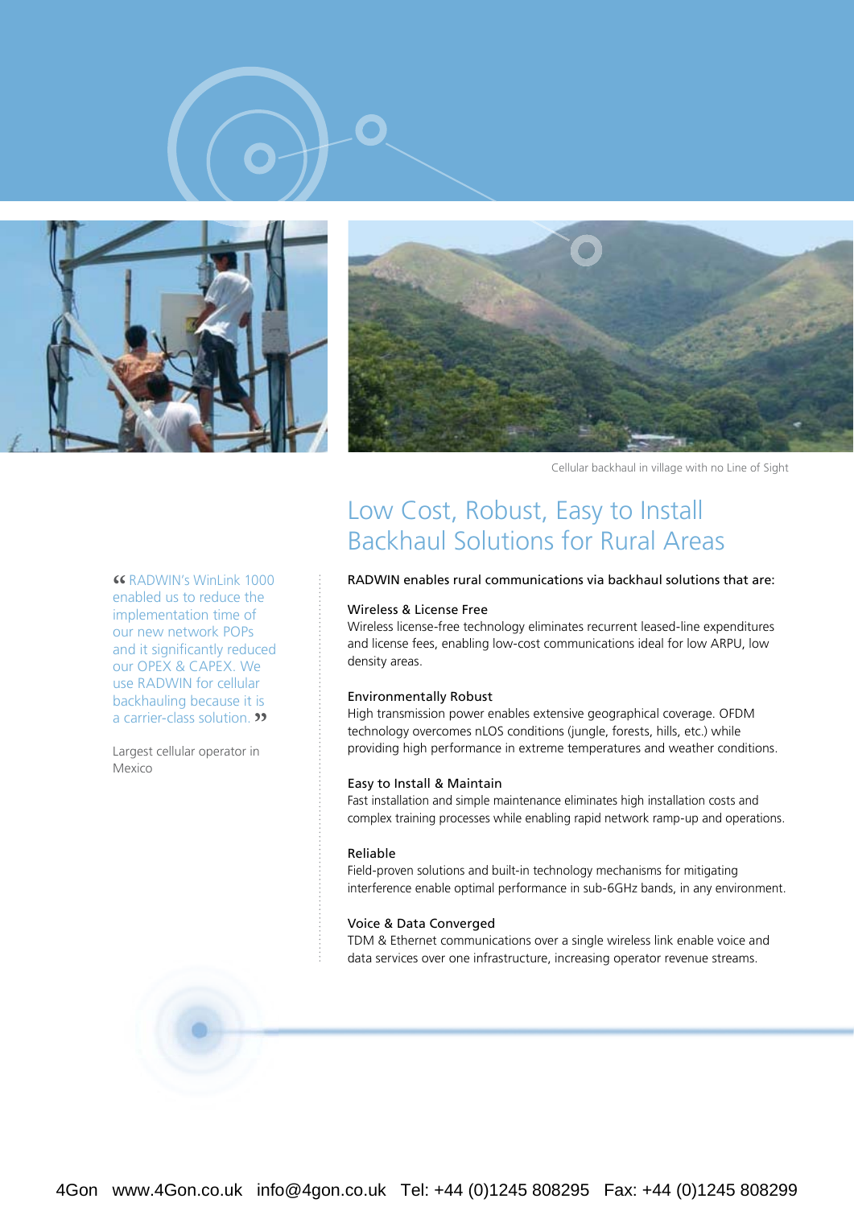Cellular backhaul in village with no Line of Sight

# Low Cost, Robust, Easy to Install Backhaul Solutions for Rural Areas

“RADWIN's WinLink 1000 enabled us to reduce the implementation time of our new network POPs and it significantly reduced our OPEX & CAPEX. We use RADWIN for cellular backhauling because it is a carrier-class solution.”

Largest cellular operator in Mexico

RADWIN enables rural communications via backhaul solutions that are:

**Wireless & License Free**
Wireless license-free technology eliminates recurrent leased-line expenditures and license fees, enabling low-cost communications ideal for low ARPU, low density areas.

**Environmentally Robust**
High transmission power enables extensive geographical coverage. OFDM technology overcomes nLOS conditions (jungle, forests, hills, etc.) while providing high performance in extreme temperatures and weather conditions.

**Easy to Install & Maintain**
Fast installation and simple maintenance eliminates high installation costs and complex training processes while enabling rapid network ramp-up and operations.

**Reliable**
Field-proven solutions and built-in technology mechanisms for mitigating interference enable optimal performance in sub-6GHz bands, in any environment.

**Voice & Data Converged**
TDM & Ethernet communications over a single wireless link enable voice and data services over one infrastructure, increasing operator revenue streams.

4Gon www.4Gon.co.uk info@4gon.co.uk Tel: +44 (0)1245 808295 Fax: +44 (0)1245 808299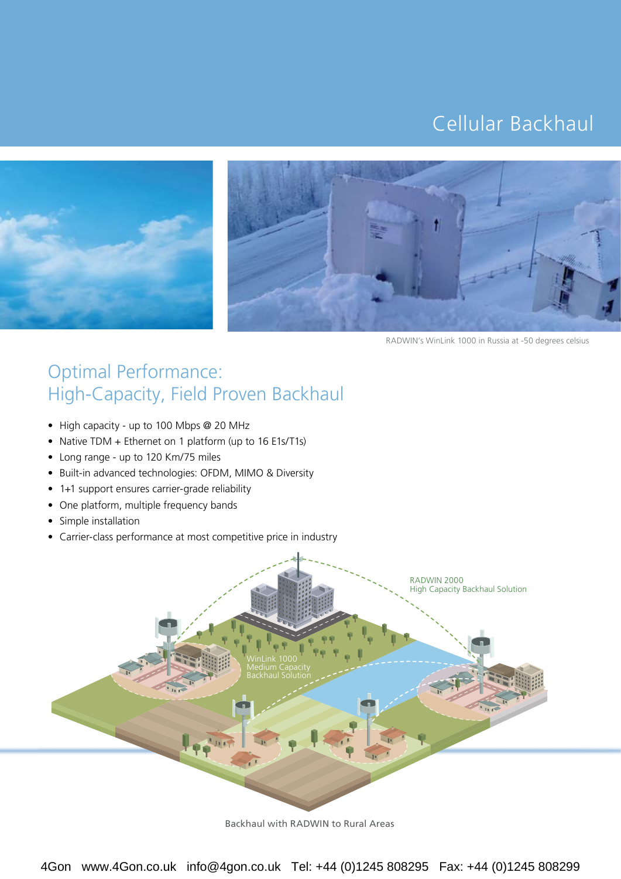# Cellular Backhaul

RADWIN's WinLink 1000 in Russia at -50 degrees celsius

## Optimal Performance: High-Capacity, Field Proven Backhaul

- High capacity - up to 100 Mbps @ 20 MHz
- Native TDM + Ethernet on 1 platform (up to 16 E1s/T1s)
- Long range - up to 120 Km/75 miles
- Built-in advanced technologies: OFDM, MIMO & Diversity
- 1+1 support ensures carrier-grade reliability
- One platform, multiple frequency bands
- Simple installation
- Carrier-class performance at most competitive price in industry

RADWIN 2000
High Capacity Backhaul Solution

WinLink 1000
Medium Capacity
Backhaul Solution

Backhaul with RADWIN to Rural Areas

4Gon www.4Gon.co.uk info@4gon.co.uk Tel: +44 (0)1245 808295 Fax: +44 (0)1245 808299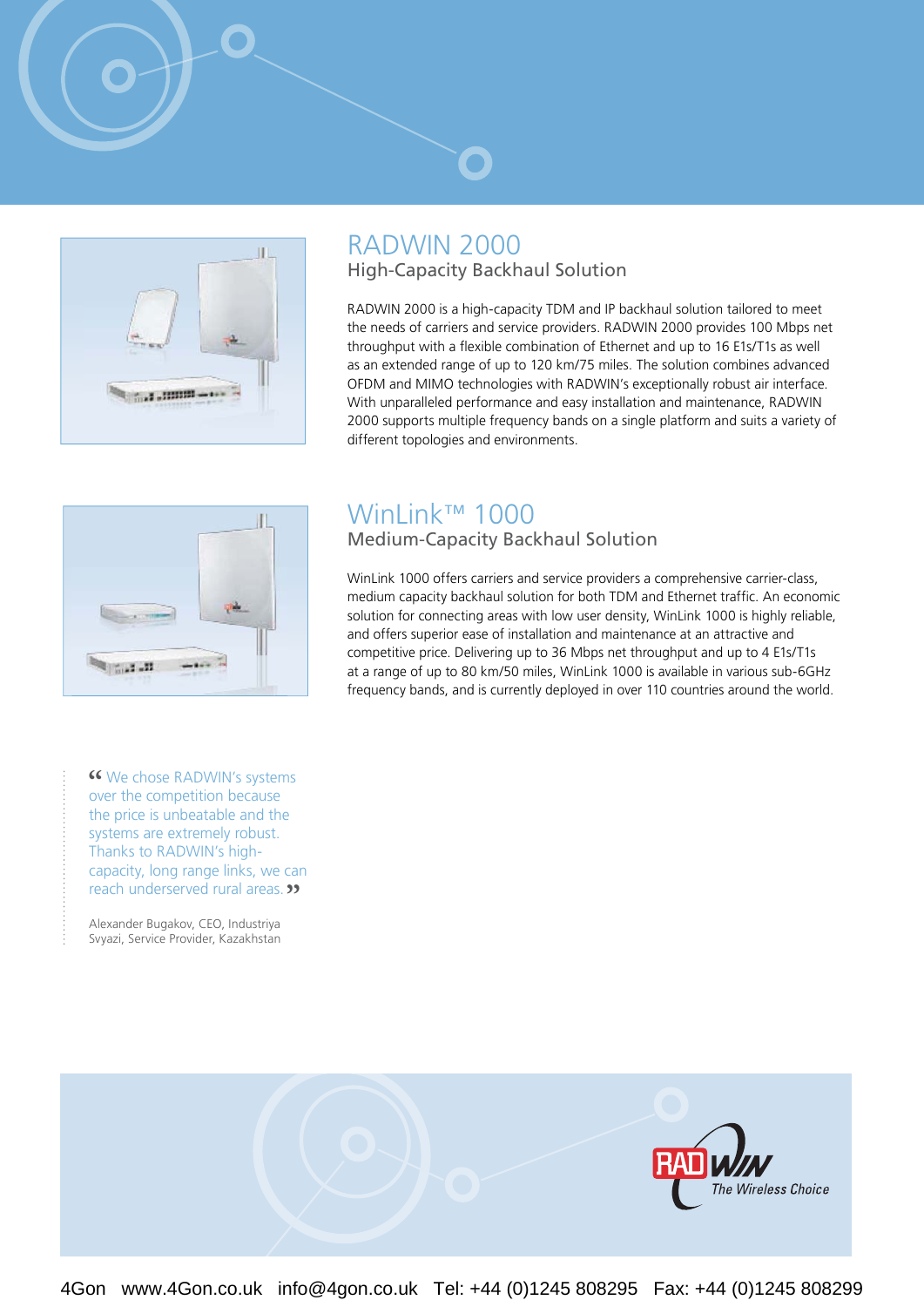## RADWIN 2000

### High-Capacity Backhaul Solution

RADWIN 2000 is a high-capacity TDM and IP backhaul solution tailored to meet the needs of carriers and service providers. RADWIN 2000 provides 100 Mbps net throughput with a flexible combination of Ethernet and up to 16 E1s/T1s as well as an extended range of up to 120 km/75 miles. The solution combines advanced OFDM and MIMO technologies with RADWIN's exceptionally robust air interface. With unparalleled performance and easy installation and maintenance, RADWIN 2000 supports multiple frequency bands on a single platform and suits a variety of different topologies and environments.

## WinLink™ 1000

### Medium-Capacity Backhaul Solution

WinLink 1000 offers carriers and service providers a comprehensive carrier-class, medium capacity backhaul solution for both TDM and Ethernet traffic. An economic solution for connecting areas with low user density, WinLink 1000 is highly reliable, and offers superior ease of installation and maintenance at an attractive and competitive price. Delivering up to 36 Mbps net throughput and up to 4 E1s/T1s at a range of up to 80 km/50 miles, WinLink 1000 is available in various sub-6GHz frequency bands, and is currently deployed in over 110 countries around the world.

> “ We chose RADWIN's systems over the competition because the price is unbeatable and the systems are extremely robust. Thanks to RADWIN's high-capacity, long range links, we can reach underserved rural areas. ”

Alexander Bugakov, CEO, Industriya Svyazi, Service Provider, Kazakhstan

RADWIN The Wireless Choice

4Gon www.4Gon.co.uk info@4gon.co.uk Tel: +44 (0)1245 808295 Fax: +44 (0)1245 808299